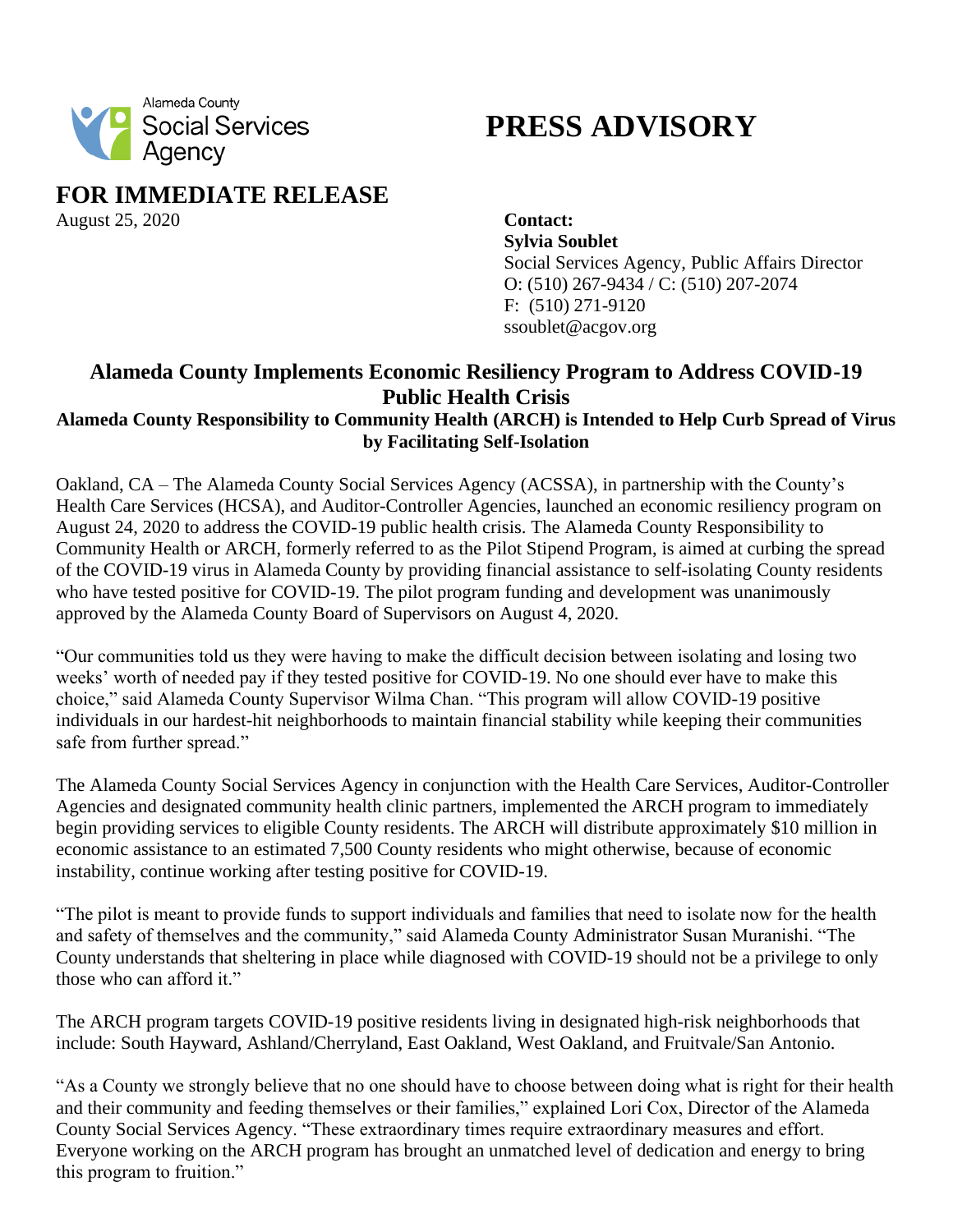Alameda County Social Services Agency

# PRESS ADVISORY

## FOR IMMEDIATE RELEASE

August 25, 2020

**Contact:**
**Sylvia Soublet**
Social Services Agency, Public Affairs Director
O: (510) 267-9434 / C: (510) 207-2074
F: (510) 271-9120
ssoublet@acgov.org

## Alameda County Implements Economic Resiliency Program to Address COVID-19 Public Health Crisis

### Alameda County Responsibility to Community Health (ARCH) is Intended to Help Curb Spread of Virus by Facilitating Self-Isolation

Oakland, CA – The Alameda County Social Services Agency (ACSSA), in partnership with the County's Health Care Services (HCSA), and Auditor-Controller Agencies, launched an economic resiliency program on August 24, 2020 to address the COVID-19 public health crisis. The Alameda County Responsibility to Community Health or ARCH, formerly referred to as the Pilot Stipend Program, is aimed at curbing the spread of the COVID-19 virus in Alameda County by providing financial assistance to self-isolating County residents who have tested positive for COVID-19. The pilot program funding and development was unanimously approved by the Alameda County Board of Supervisors on August 4, 2020.

"Our communities told us they were having to make the difficult decision between isolating and losing two weeks' worth of needed pay if they tested positive for COVID-19. No one should ever have to make this choice," said Alameda County Supervisor Wilma Chan. "This program will allow COVID-19 positive individuals in our hardest-hit neighborhoods to maintain financial stability while keeping their communities safe from further spread."

The Alameda County Social Services Agency in conjunction with the Health Care Services, Auditor-Controller Agencies and designated community health clinic partners, implemented the ARCH program to immediately begin providing services to eligible County residents. The ARCH will distribute approximately $10 million in economic assistance to an estimated 7,500 County residents who might otherwise, because of economic instability, continue working after testing positive for COVID-19.

"The pilot is meant to provide funds to support individuals and families that need to isolate now for the health and safety of themselves and the community," said Alameda County Administrator Susan Muranishi. "The County understands that sheltering in place while diagnosed with COVID-19 should not be a privilege to only those who can afford it."

The ARCH program targets COVID-19 positive residents living in designated high-risk neighborhoods that include: South Hayward, Ashland/Cherryland, East Oakland, West Oakland, and Fruitvale/San Antonio.

"As a County we strongly believe that no one should have to choose between doing what is right for their health and their community and feeding themselves or their families," explained Lori Cox, Director of the Alameda County Social Services Agency. "These extraordinary times require extraordinary measures and effort. Everyone working on the ARCH program has brought an unmatched level of dedication and energy to bring this program to fruition."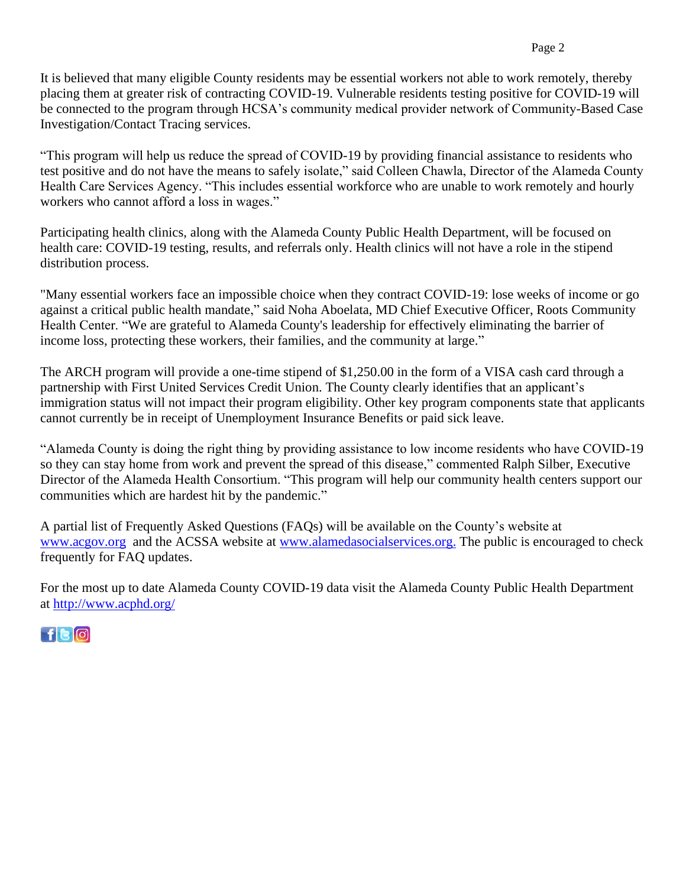It is believed that many eligible County residents may be essential workers not able to work remotely, thereby placing them at greater risk of contracting COVID-19. Vulnerable residents testing positive for COVID-19 will be connected to the program through HCSA's community medical provider network of Community-Based Case Investigation/Contact Tracing services.

"This program will help us reduce the spread of COVID-19 by providing financial assistance to residents who test positive and do not have the means to safely isolate," said Colleen Chawla, Director of the Alameda County Health Care Services Agency. "This includes essential workforce who are unable to work remotely and hourly workers who cannot afford a loss in wages."

Participating health clinics, along with the Alameda County Public Health Department, will be focused on health care: COVID-19 testing, results, and referrals only. Health clinics will not have a role in the stipend distribution process.

"Many essential workers face an impossible choice when they contract COVID-19: lose weeks of income or go against a critical public health mandate," said Noha Aboelata, MD Chief Executive Officer, Roots Community Health Center. "We are grateful to Alameda County's leadership for effectively eliminating the barrier of income loss, protecting these workers, their families, and the community at large."

The ARCH program will provide a one-time stipend of $1,250.00 in the form of a VISA cash card through a partnership with First United Services Credit Union. The County clearly identifies that an applicant's immigration status will not impact their program eligibility. Other key program components state that applicants cannot currently be in receipt of Unemployment Insurance Benefits or paid sick leave.

"Alameda County is doing the right thing by providing assistance to low income residents who have COVID-19 so they can stay home from work and prevent the spread of this disease," commented Ralph Silber, Executive Director of the Alameda Health Consortium. "This program will help our community health centers support our communities which are hardest hit by the pandemic."

A partial list of Frequently Asked Questions (FAQs) will be available on the County's website at [www.acgov.org](http://www.acgov.org) and the ACSSA website at [www.alamedasocialservices.org.](http://www.alamedasocialservices.org) The public is encouraged to check frequently for FAQ updates.

For the most up to date Alameda County COVID-19 data visit the Alameda County Public Health Department at [http://www.acphd.org/](http://www.acphd.org/)